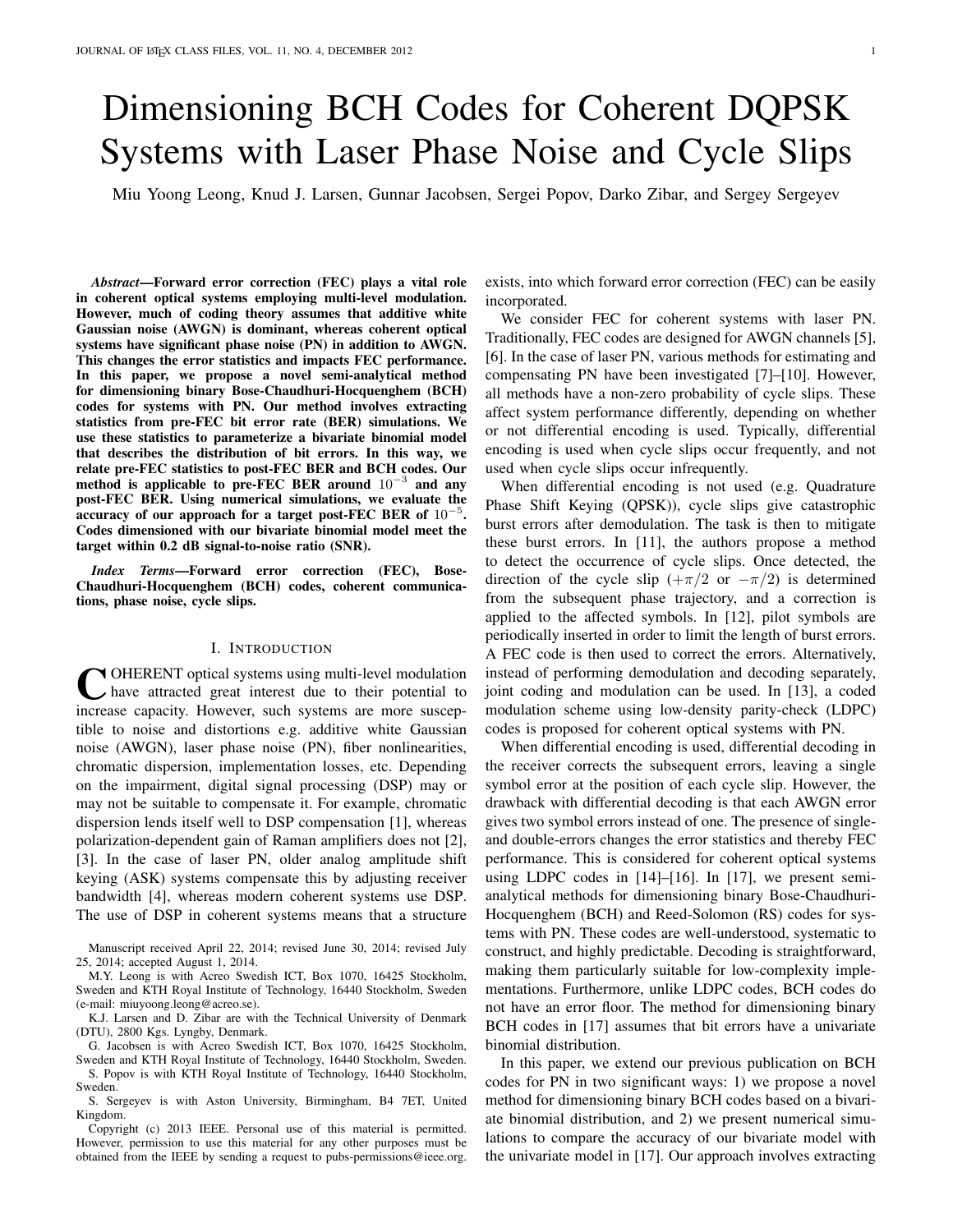# Dimensioning BCH Codes for Coherent DQPSK Systems with Laser Phase Noise and Cycle Slips

Miu Yoong Leong, Knud J. Larsen, Gunnar Jacobsen, Sergei Popov, Darko Zibar, and Sergey Sergeyev

***Abstract*—Forward error correction (FEC) plays a vital role in coherent optical systems employing multi-level modulation. However, much of coding theory assumes that additive white Gaussian noise (AWGN) is dominant, whereas coherent optical systems have significant phase noise (PN) in addition to AWGN. This changes the error statistics and impacts FEC performance. In this paper, we propose a novel semi-analytical method for dimensioning binary Bose-Chaudhuri-Hocquenghem (BCH) codes for systems with PN. Our method involves extracting statistics from pre-FEC bit error rate (BER) simulations. We use these statistics to parameterize a bivariate binomial model that describes the distribution of bit errors. In this way, we relate pre-FEC statistics to post-FEC BER and BCH codes. Our method is applicable to pre-FEC BER around $10^{-3}$ and any post-FEC BER. Using numerical simulations, we evaluate the accuracy of our approach for a target post-FEC BER of $10^{-5}$. Codes dimensioned with our bivariate binomial model meet the target within 0.2 dB signal-to-noise ratio (SNR).**

***Index Terms*—Forward error correction (FEC), Bose-Chaudhuri-Hocquenghem (BCH) codes, coherent communications, phase noise, cycle slips.**

## I. Introduction

Coherent optical systems using multi-level modulation have attracted great interest due to their potential to increase capacity. However, such systems are more susceptible to noise and distortions e.g. additive white Gaussian noise (AWGN), laser phase noise (PN), fiber nonlinearities, chromatic dispersion, implementation losses, etc. Depending on the impairment, digital signal processing (DSP) may or may not be suitable to compensate it. For example, chromatic dispersion lends itself well to DSP compensation [1], whereas polarization-dependent gain of Raman amplifiers does not [2], [3]. In the case of laser PN, older analog amplitude shift keying (ASK) systems compensate this by adjusting receiver bandwidth [4], whereas modern coherent systems use DSP. The use of DSP in coherent systems means that a structure exists, into which forward error correction (FEC) can be easily incorporated.

We consider FEC for coherent systems with laser PN. Traditionally, FEC codes are designed for AWGN channels [5], [6]. In the case of laser PN, various methods for estimating and compensating PN have been investigated [7]–[10]. However, all methods have a non-zero probability of cycle slips. These affect system performance differently, depending on whether or not differential encoding is used. Typically, differential encoding is used when cycle slips occur frequently, and not used when cycle slips occur infrequently.

When differential encoding is not used (e.g. Quadrature Phase Shift Keying (QPSK)), cycle slips give catastrophic burst errors after demodulation. The task is then to mitigate these burst errors. In [11], the authors propose a method to detect the occurrence of cycle slips. Once detected, the direction of the cycle slip ($+\pi/2$ or $-\pi/2$) is determined from the subsequent phase trajectory, and a correction is applied to the affected symbols. In [12], pilot symbols are periodically inserted in order to limit the length of burst errors. A FEC code is then used to correct the errors. Alternatively, instead of performing demodulation and decoding separately, joint coding and modulation can be used. In [13], a coded modulation scheme using low-density parity-check (LDPC) codes is proposed for coherent optical systems with PN.

When differential encoding is used, differential decoding in the receiver corrects the subsequent errors, leaving a single symbol error at the position of each cycle slip. However, the drawback with differential decoding is that each AWGN error gives two symbol errors instead of one. The presence of single- and double-errors changes the error statistics and thereby FEC performance. This is considered for coherent optical systems using LDPC codes in [14]–[16]. In [17], we present semi-analytical methods for dimensioning binary Bose-Chaudhuri-Hocquenghem (BCH) and Reed-Solomon (RS) codes for systems with PN. These codes are well-understood, systematic to construct, and highly predictable. Decoding is straightforward, making them particularly suitable for low-complexity implementations. Furthermore, unlike LDPC codes, BCH codes do not have an error floor. The method for dimensioning binary BCH codes in [17] assumes that bit errors have a univariate binomial distribution.

In this paper, we extend our previous publication on BCH codes for PN in two significant ways: 1) we propose a novel method for dimensioning binary BCH codes based on a bivariate binomial distribution, and 2) we present numerical simulations to compare the accuracy of our bivariate model with the univariate model in [17]. Our approach involves extracting

Manuscript received April 22, 2014; revised June 30, 2014; revised July 25, 2014; accepted August 1, 2014.

M.Y. Leong is with Acreo Swedish ICT, Box 1070, 16425 Stockholm, Sweden and KTH Royal Institute of Technology, 16440 Stockholm, Sweden (e-mail: miuyoong.leong@acreo.se).

K.J. Larsen and D. Zibar are with the Technical University of Denmark (DTU), 2800 Kgs. Lyngby, Denmark.

G. Jacobsen is with Acreo Swedish ICT, Box 1070, 16425 Stockholm, Sweden and KTH Royal Institute of Technology, 16440 Stockholm, Sweden.

S. Popov is with KTH Royal Institute of Technology, 16440 Stockholm, Sweden.

S. Sergeyev is with Aston University, Birmingham, B4 7ET, United Kingdom.

Copyright (c) 2013 IEEE. Personal use of this material is permitted. However, permission to use this material for any other purposes must be obtained from the IEEE by sending a request to pubs-permissions@ieee.org.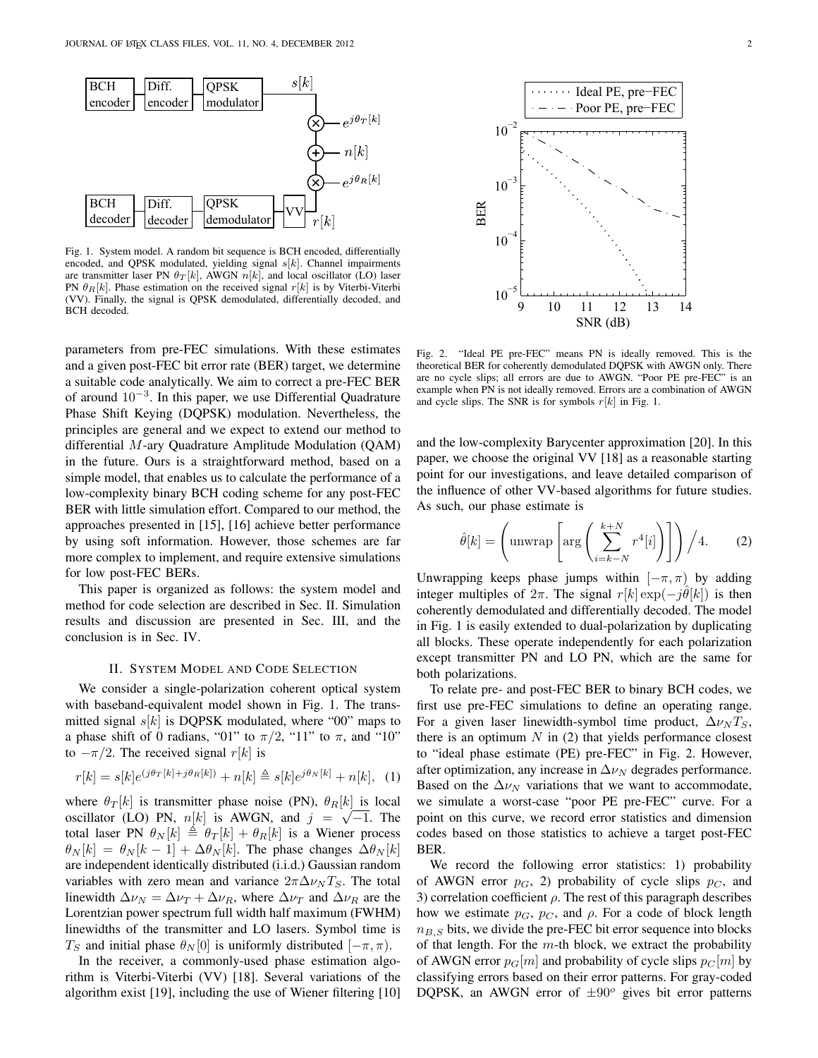Fig. 1. System model. A random bit sequence is BCH encoded, differentially encoded, and QPSK modulated, yielding signal $s[k]$. Channel impairments are transmitter laser PN $\theta_T[k]$, AWGN $n[k]$, and local oscillator (LO) laser PN $\theta_R[k]$. Phase estimation on the received signal $r[k]$ is by Viterbi-Viterbi (VV). Finally, the signal is QPSK demodulated, differentially decoded, and BCH decoded.

parameters from pre-FEC simulations. With these estimates and a given post-FEC bit error rate (BER) target, we determine a suitable code analytically. We aim to correct a pre-FEC BER of around $10^{-3}$. In this paper, we use Differential Quadrature Phase Shift Keying (DQPSK) modulation. Nevertheless, the principles are general and we expect to extend our method to differential $M$-ary Quadrature Amplitude Modulation (QAM) in the future. Ours is a straightforward method, based on a simple model, that enables us to calculate the performance of a low-complexity binary BCH coding scheme for any post-FEC BER with little simulation effort. Compared to our method, the approaches presented in [15], [16] achieve better performance by using soft information. However, those schemes are far more complex to implement, and require extensive simulations for low post-FEC BERs.

This paper is organized as follows: the system model and method for code selection are described in Sec. II. Simulation results and discussion are presented in Sec. III, and the conclusion is in Sec. IV.

## II. System Model and Code Selection

We consider a single-polarization coherent optical system with baseband-equivalent model shown in Fig. 1. The transmitted signal $s[k]$ is DQPSK modulated, where "00" maps to a phase shift of 0 radians, "01" to $\pi/2$, "11" to $\pi$, and "10" to $-\pi/2$. The received signal $r[k]$ is

$$r[k] = s[k]e^{(j\theta_T[k]+j\theta_R[k])} + n[k] \triangleq s[k]e^{j\theta_N[k]} + n[k], \quad (1)$$

where $\theta_T[k]$ is transmitter phase noise (PN), $\theta_R[k]$ is local oscillator (LO) PN, $n[k]$ is AWGN, and $j = \sqrt{-1}$. The total laser PN $\theta_N[k] \triangleq \theta_T[k] + \theta_R[k]$ is a Wiener process $\theta_N[k] = \theta_N[k-1] + \Delta\theta_N[k]$. The phase changes $\Delta\theta_N[k]$ are independent identically distributed (i.i.d.) Gaussian random variables with zero mean and variance $2\pi\Delta\nu_N T_S$. The total linewidth $\Delta\nu_N = \Delta\nu_T + \Delta\nu_R$, where $\Delta\nu_T$ and $\Delta\nu_R$ are the Lorentzian power spectrum full width half maximum (FWHM) linewidths of the transmitter and LO lasers. Symbol time is $T_S$ and initial phase $\theta_N[0]$ is uniformly distributed $[-\pi, \pi)$.

In the receiver, a commonly-used phase estimation algorithm is Viterbi-Viterbi (VV) [18]. Several variations of the algorithm exist [19], including the use of Wiener filtering [10] and the low-complexity Barycenter approximation [20]. In this paper, we choose the original VV [18] as a reasonable starting point for our investigations, and leave detailed comparison of the influence of other VV-based algorithms for future studies. As such, our phase estimate is

$$\hat{\theta}[k] = \left(\text{unwrap}\left[\arg\left(\sum_{i=k-N}^{k+N} r^4[i]\right)\right]\right)\Big/4. \quad (2)$$

Unwrapping keeps phase jumps within $[-\pi, \pi)$ by adding integer multiples of $2\pi$. The signal $r[k]\exp(-j\hat{\theta}[k])$ is then coherently demodulated and differentially decoded. The model in Fig. 1 is easily extended to dual-polarization by duplicating all blocks. These operate independently for each polarization except transmitter PN and LO PN, which are the same for both polarizations.

Fig. 2. "Ideal PE pre-FEC" means PN is ideally removed. This is the theoretical BER for coherently demodulated DQPSK with AWGN only. There are no cycle slips; all errors are due to AWGN. "Poor PE pre-FEC" is an example when PN is not ideally removed. Errors are a combination of AWGN and cycle slips. The SNR is for symbols $r[k]$ in Fig. 1.

To relate pre- and post-FEC BER to binary BCH codes, we first use pre-FEC simulations to define an operating range. For a given laser linewidth-symbol time product, $\Delta\nu_N T_S$, there is an optimum $N$ in (2) that yields performance closest to "ideal phase estimate (PE) pre-FEC" in Fig. 2. However, after optimization, any increase in $\Delta\nu_N$ degrades performance. Based on the $\Delta\nu_N$ variations that we want to accommodate, we simulate a worst-case "poor PE pre-FEC" curve. For a point on this curve, we record error statistics and dimension codes based on those statistics to achieve a target post-FEC BER.

We record the following error statistics: 1) probability of AWGN error $p_G$, 2) probability of cycle slips $p_C$, and 3) correlation coefficient $\rho$. The rest of this paragraph describes how we estimate $p_G$, $p_C$, and $\rho$. For a code of block length $n_{B,S}$ bits, we divide the pre-FEC bit error sequence into blocks of that length. For the $m$-th block, we extract the probability of AWGN error $p_G[m]$ and probability of cycle slips $p_C[m]$ by classifying errors based on their error patterns. For gray-coded DQPSK, an AWGN error of $\pm 90^o$ gives bit error patterns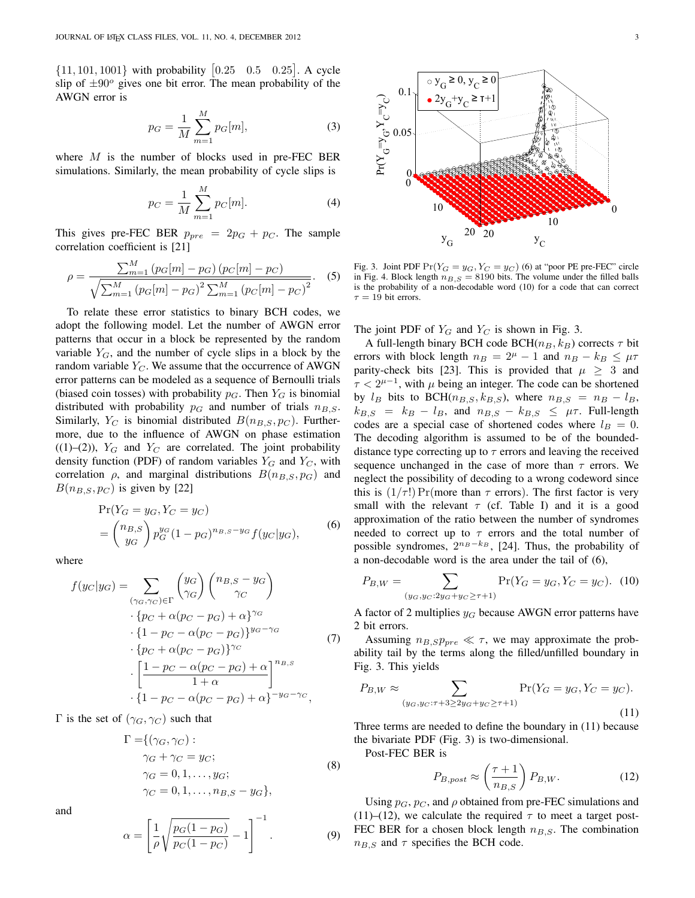$\{11, 101, 1001\}$ with probability $\begin{bmatrix} 0.25 & 0.5 & 0.25 \end{bmatrix}$. A cycle slip of $\pm 90^o$ gives one bit error. The mean probability of the AWGN error is

$$p_G = \frac{1}{M} \sum_{m=1}^{M} p_G[m], \tag{3}$$

where $M$ is the number of blocks used in pre-FEC BER simulations. Similarly, the mean probability of cycle slips is

$$p_C = \frac{1}{M} \sum_{m=1}^{M} p_C[m]. \tag{4}$$

This gives pre-FEC BER $p_{pre} = 2p_G + p_C$. The sample correlation coefficient is [21]

$$\rho = \frac{\sum_{m=1}^{M} (p_G[m] - p_G)(p_C[m] - p_C)}{\sqrt{\sum_{m=1}^{M} (p_G[m] - p_G)^2 \sum_{m=1}^{M} (p_C[m] - p_C)^2}}. \tag{5}$$

To relate these error statistics to binary BCH codes, we adopt the following model. Let the number of AWGN error patterns that occur in a block be represented by the random variable $Y_G$, and the number of cycle slips in a block by the random variable $Y_C$. We assume that the occurrence of AWGN error patterns can be modeled as a sequence of Bernoulli trials (biased coin tosses) with probability $p_G$. Then $Y_G$ is binomial distributed with probability $p_G$ and number of trials $n_{B,S}$. Similarly, $Y_C$ is binomial distributed $B(n_{B,S}, p_C)$. Furthermore, due to the influence of AWGN on phase estimation ((1)–(2)), $Y_G$ and $Y_C$ are correlated. The joint probability density function (PDF) of random variables $Y_G$ and $Y_C$, with correlation $\rho$, and marginal distributions $B(n_{B,S}, p_G)$ and $B(n_{B,S}, p_C)$ is given by [22]

$$\begin{aligned} &\Pr(Y_G = y_G, Y_C = y_C) \\ &= \binom{n_{B,S}}{y_G} p_G^{y_G} (1 - p_G)^{n_{B,S} - y_G} f(y_C | y_G), \end{aligned} \tag{6}$$

where

$$\begin{aligned} f(y_C|y_G) = &\sum_{(\gamma_G, \gamma_C) \in \Gamma} \binom{y_G}{\gamma_G} \binom{n_{B,S} - y_G}{\gamma_C} \\ &\cdot \{p_C + \alpha(p_C - p_G) + \alpha\}^{\gamma_G} \\ &\cdot \{1 - p_C - \alpha(p_C - p_G)\}^{y_G - \gamma_G} \\ &\cdot \{p_C + \alpha(p_C - p_G)\}^{\gamma_C} \\ &\cdot \left[\frac{1 - p_C - \alpha(p_C - p_G) + \alpha}{1 + \alpha}\right]^{n_{B,S}} \\ &\cdot \{1 - p_C - \alpha(p_C - p_G) + \alpha\}^{-y_G - \gamma_C}, \end{aligned} \tag{7}$$

$\Gamma$ is the set of $(\gamma_G, \gamma_C)$ such that

$$\begin{aligned} \Gamma = \{&(\gamma_G, \gamma_C) : \\ &\gamma_G + \gamma_C = y_C; \\ &\gamma_G = 0, 1, \ldots, y_G; \\ &\gamma_C = 0, 1, \ldots, n_{B,S} - y_G\}, \end{aligned} \tag{8}$$

and

$$\alpha = \left[\frac{1}{\rho}\sqrt{\frac{p_G(1 - p_G)}{p_C(1 - p_C)}} - 1\right]^{-1}. \tag{9}$$

Fig. 3. Joint PDF $\Pr(Y_G = y_G, Y_C = y_C)$ (6) at "poor PE pre-FEC" circle in Fig. 4. Block length $n_{B,S} = 8190$ bits. The volume under the filled balls is the probability of a non-decodable word (10) for a code that can correct $\tau = 19$ bit errors.

The joint PDF of $Y_G$ and $Y_C$ is shown in Fig. 3.

A full-length binary BCH code BCH$(n_B, k_B)$ corrects $\tau$ bit errors with block length $n_B = 2^\mu - 1$ and $n_B - k_B \leq \mu\tau$ parity-check bits [23]. This is provided that $\mu \geq 3$ and $\tau < 2^{\mu-1}$, with $\mu$ being an integer. The code can be shortened by $l_B$ bits to BCH$(n_{B,S}, k_{B,S})$, where $n_{B,S} = n_B - l_B$, $k_{B,S} = k_B - l_B$, and $n_{B,S} - k_{B,S} \leq \mu\tau$. Full-length codes are a special case of shortened codes where $l_B = 0$. The decoding algorithm is assumed to be of the bounded-distance type correcting up to $\tau$ errors and leaving the received sequence unchanged in the case of more than $\tau$ errors. We neglect the possibility of decoding to a wrong codeword since this is $(1/\tau!) \Pr(\text{more than } \tau \text{ errors})$. The first factor is very small with the relevant $\tau$ (cf. Table I) and it is a good approximation of the ratio between the number of syndromes needed to correct up to $\tau$ errors and the total number of possible syndromes, $2^{n_B - k_B}$, [24]. Thus, the probability of a non-decodable word is the area under the tail of (6),

$$P_{B,W} = \sum_{(y_G, y_C : 2y_G + y_C \geq \tau + 1)} \Pr(Y_G = y_G, Y_C = y_C). \tag{10}$$

A factor of 2 multiplies $y_G$ because AWGN error patterns have 2 bit errors.

Assuming $n_{B,S} p_{pre} \ll \tau$, we may approximate the probability tail by the terms along the filled/unfilled boundary in Fig. 3. This yields

$$P_{B,W} \approx \sum_{(y_G, y_C : \tau + 3 \geq 2y_G + y_C \geq \tau + 1)} \Pr(Y_G = y_G, Y_C = y_C). \tag{11}$$

Three terms are needed to define the boundary in (11) because the bivariate PDF (Fig. 3) is two-dimensional.

Post-FEC BER is

$$P_{B,post} \approx \left(\frac{\tau + 1}{n_{B,S}}\right) P_{B,W}. \tag{12}$$

Using $p_G$, $p_C$, and $\rho$ obtained from pre-FEC simulations and (11)–(12), we calculate the required $\tau$ to meet a target post-FEC BER for a chosen block length $n_{B,S}$. The combination $n_{B,S}$ and $\tau$ specifies the BCH code.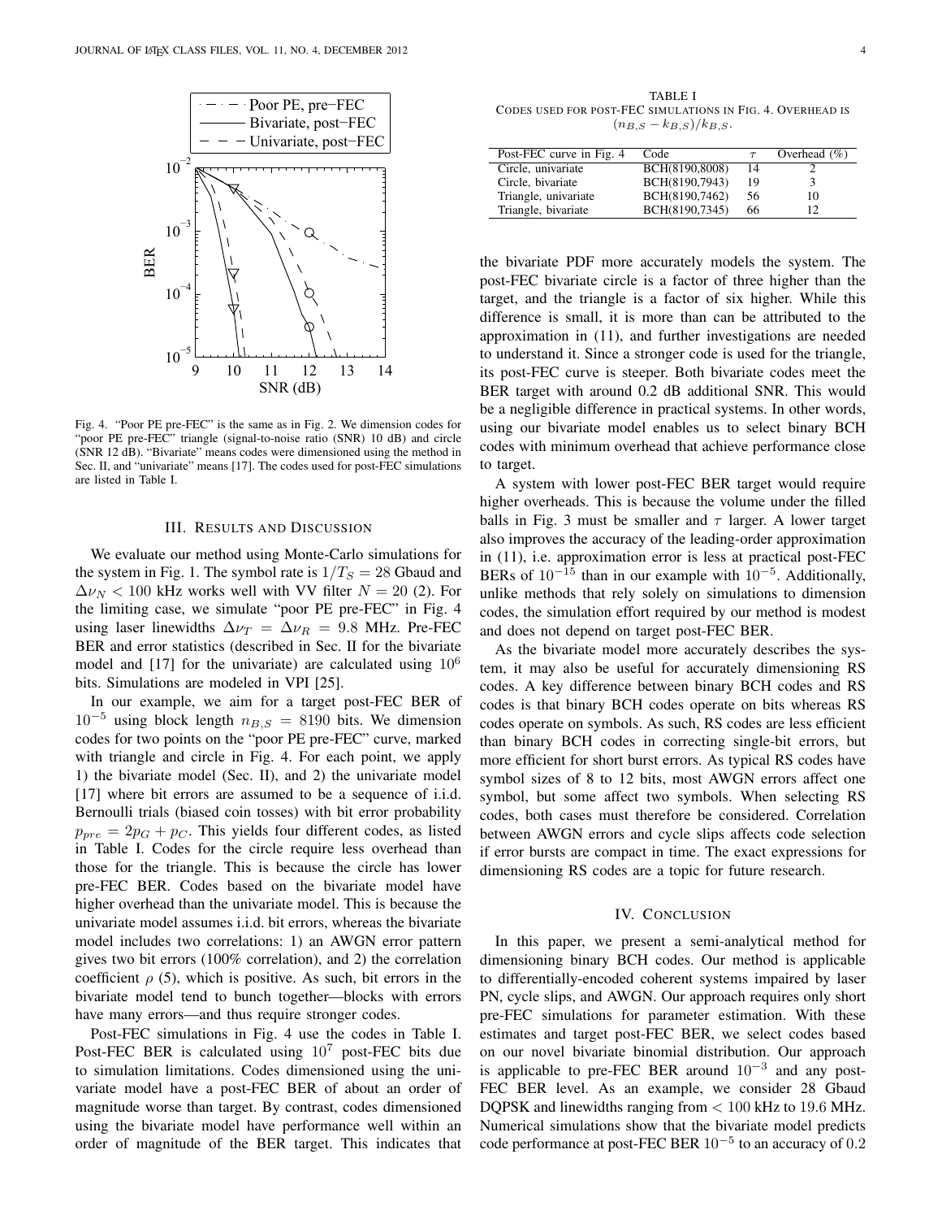Fig. 4. "Poor PE pre-FEC" is the same as in Fig. 2. We dimension codes for "poor PE pre-FEC" triangle (signal-to-noise ratio (SNR) 10 dB) and circle (SNR 12 dB). "Bivariate" means codes were dimensioned using the method in Sec. II, and "univariate" means [17]. The codes used for post-FEC simulations are listed in Table I.

TABLE I
CODES USED FOR POST-FEC SIMULATIONS IN FIG. 4. OVERHEAD IS $(n_{B,S} - k_{B,S})/k_{B,S}$.

| Post-FEC curve in Fig. 4 | Code | $\tau$ | Overhead (%) |
|---|---|---|---|
| Circle, univariate | BCH(8190,8008) | 14 | 2 |
| Circle, bivariate | BCH(8190,7943) | 19 | 3 |
| Triangle, univariate | BCH(8190,7462) | 56 | 10 |
| Triangle, bivariate | BCH(8190,7345) | 66 | 12 |

## III. RESULTS AND DISCUSSION

We evaluate our method using Monte-Carlo simulations for the system in Fig. 1. The symbol rate is $1/T_S = 28$ Gbaud and $\Delta\nu_N < 100$ kHz works well with VV filter $N = 20$ (2). For the limiting case, we simulate "poor PE pre-FEC" in Fig. 4 using laser linewidths $\Delta\nu_T = \Delta\nu_R = 9.8$ MHz. Pre-FEC BER and error statistics (described in Sec. II for the bivariate model and [17] for the univariate) are calculated using $10^6$ bits. Simulations are modeled in VPI [25].

In our example, we aim for a target post-FEC BER of $10^{-5}$ using block length $n_{B,S} = 8190$ bits. We dimension codes for two points on the "poor PE pre-FEC" curve, marked with triangle and circle in Fig. 4. For each point, we apply 1) the bivariate model (Sec. II), and 2) the univariate model [17] where bit errors are assumed to be a sequence of i.i.d. Bernoulli trials (biased coin tosses) with bit error probability $p_{pre} = 2p_G + p_C$. This yields four different codes, as listed in Table I. Codes for the circle require less overhead than those for the triangle. This is because the circle has lower pre-FEC BER. Codes based on the bivariate model have higher overhead than the univariate model. This is because the univariate model assumes i.i.d. bit errors, whereas the bivariate model includes two correlations: 1) an AWGN error pattern gives two bit errors (100% correlation), and 2) the correlation coefficient $\rho$ (5), which is positive. As such, bit errors in the bivariate model tend to bunch together—blocks with errors have many errors—and thus require stronger codes.

Post-FEC simulations in Fig. 4 use the codes in Table I. Post-FEC BER is calculated using $10^7$ post-FEC bits due to simulation limitations. Codes dimensioned using the univariate model have a post-FEC BER of about an order of magnitude worse than target. By contrast, codes dimensioned using the bivariate model have performance well within an order of magnitude of the BER target. This indicates that the bivariate PDF more accurately models the system. The post-FEC bivariate circle is a factor of three higher than the target, and the triangle is a factor of six higher. While this difference is small, it is more than can be attributed to the approximation in (11), and further investigations are needed to understand it. Since a stronger code is used for the triangle, its post-FEC curve is steeper. Both bivariate codes meet the BER target with around 0.2 dB additional SNR. This would be a negligible difference in practical systems. In other words, using our bivariate model enables us to select binary BCH codes with minimum overhead that achieve performance close to target.

A system with lower post-FEC BER target would require higher overheads. This is because the volume under the filled balls in Fig. 3 must be smaller and $\tau$ larger. A lower target also improves the accuracy of the leading-order approximation in (11), i.e. approximation error is less at practical post-FEC BERs of $10^{-15}$ than in our example with $10^{-5}$. Additionally, unlike methods that rely solely on simulations to dimension codes, the simulation effort required by our method is modest and does not depend on target post-FEC BER.

As the bivariate model more accurately describes the system, it may also be useful for accurately dimensioning RS codes. A key difference between binary BCH codes and RS codes is that binary BCH codes operate on bits whereas RS codes operate on symbols. As such, RS codes are less efficient than binary BCH codes in correcting single-bit errors, but more efficient for short burst errors. As typical RS codes have symbol sizes of 8 to 12 bits, most AWGN errors affect one symbol, but some affect two symbols. When selecting RS codes, both cases must therefore be considered. Correlation between AWGN errors and cycle slips affects code selection if error bursts are compact in time. The exact expressions for dimensioning RS codes are a topic for future research.

## IV. CONCLUSION

In this paper, we present a semi-analytical method for dimensioning binary BCH codes. Our method is applicable to differentially-encoded coherent systems impaired by laser PN, cycle slips, and AWGN. Our approach requires only short pre-FEC simulations for parameter estimation. With these estimates and target post-FEC BER, we select codes based on our novel bivariate binomial distribution. Our approach is applicable to pre-FEC BER around $10^{-3}$ and any post-FEC BER level. As an example, we consider 28 Gbaud DQPSK and linewidths ranging from $< 100$ kHz to $19.6$ MHz. Numerical simulations show that the bivariate model predicts code performance at post-FEC BER $10^{-5}$ to an accuracy of $0.2$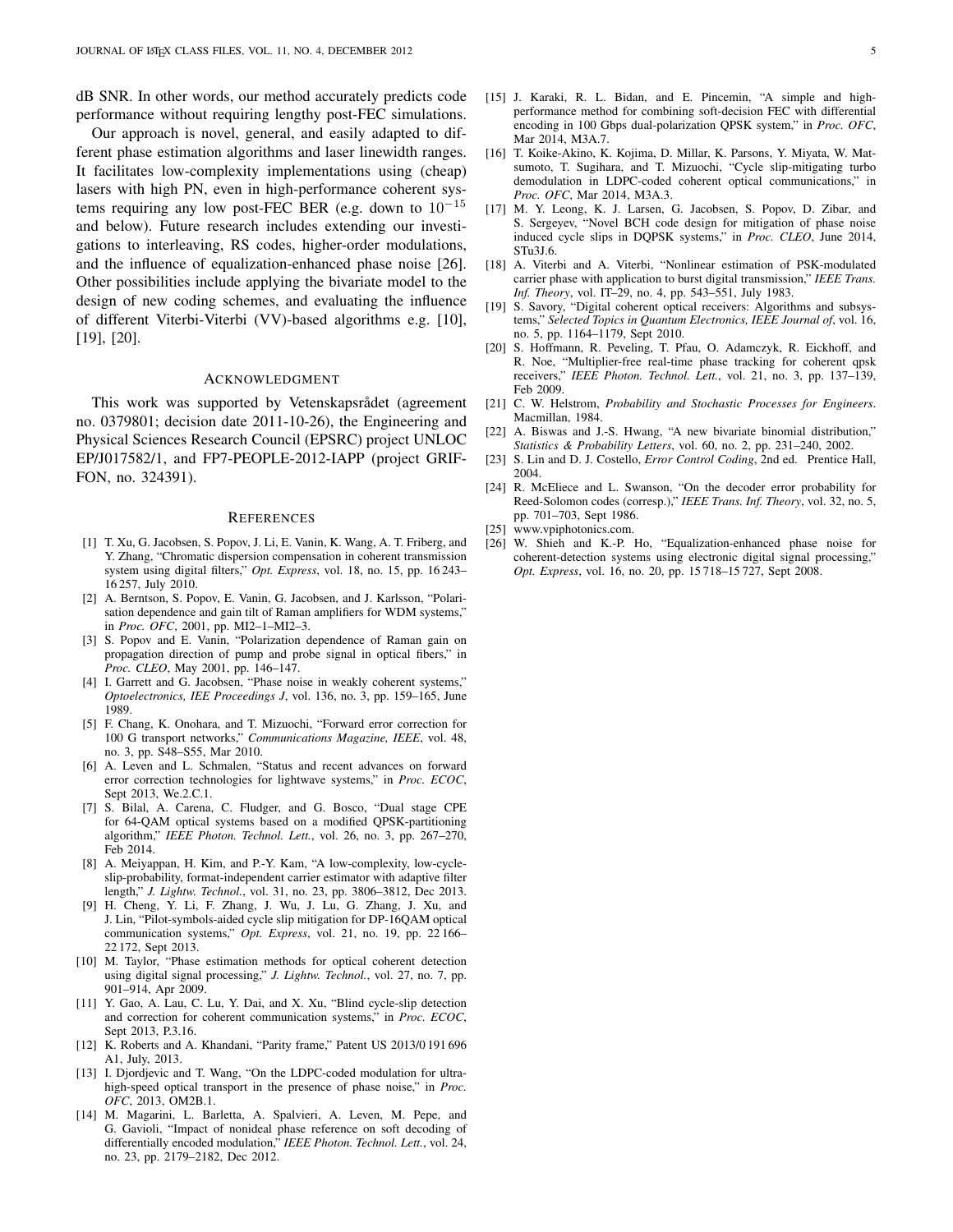dB SNR. In other words, our method accurately predicts code performance without requiring lengthy post-FEC simulations.

Our approach is novel, general, and easily adapted to different phase estimation algorithms and laser linewidth ranges. It facilitates low-complexity implementations using (cheap) lasers with high PN, even in high-performance coherent systems requiring any low post-FEC BER (e.g. down to $10^{-15}$ and below). Future research includes extending our investigations to interleaving, RS codes, higher-order modulations, and the influence of equalization-enhanced phase noise [26]. Other possibilities include applying the bivariate model to the design of new coding schemes, and evaluating the influence of different Viterbi-Viterbi (VV)-based algorithms e.g. [10], [19], [20].

## Acknowledgment

This work was supported by Vetenskapsrådet (agreement no. 0379801; decision date 2011-10-26), the Engineering and Physical Sciences Research Council (EPSRC) project UNLOC EP/J017582/1, and FP7-PEOPLE-2012-IAPP (project GRIFFON, no. 324391).

## References

[1] T. Xu, G. Jacobsen, S. Popov, J. Li, E. Vanin, K. Wang, A. T. Friberg, and Y. Zhang, "Chromatic dispersion compensation in coherent transmission system using digital filters," *Opt. Express*, vol. 18, no. 15, pp. 16 243–16 257, July 2010.

[2] A. Berntson, S. Popov, E. Vanin, G. Jacobsen, and J. Karlsson, "Polarisation dependence and gain tilt of Raman amplifiers for WDM systems," in *Proc. OFC*, 2001, pp. MI2–1–MI2–3.

[3] S. Popov and E. Vanin, "Polarization dependence of Raman gain on propagation direction of pump and probe signal in optical fibers," in *Proc. CLEO*, May 2001, pp. 146–147.

[4] I. Garrett and G. Jacobsen, "Phase noise in weakly coherent systems," *Optoelectronics, IEE Proceedings J*, vol. 136, no. 3, pp. 159–165, June 1989.

[5] F. Chang, K. Onohara, and T. Mizuochi, "Forward error correction for 100 G transport networks," *Communications Magazine, IEEE*, vol. 48, no. 3, pp. S48–S55, Mar 2010.

[6] A. Leven and L. Schmalen, "Status and recent advances on forward error correction technologies for lightwave systems," in *Proc. ECOC*, Sept 2013, We.2.C.1.

[7] S. Bilal, A. Carena, C. Fludger, and G. Bosco, "Dual stage CPE for 64-QAM optical systems based on a modified QPSK-partitioning algorithm," *IEEE Photon. Technol. Lett.*, vol. 26, no. 3, pp. 267–270, Feb 2014.

[8] A. Meiyappan, H. Kim, and P.-Y. Kam, "A low-complexity, low-cycle-slip-probability, format-independent carrier estimator with adaptive filter length," *J. Lightw. Technol.*, vol. 31, no. 23, pp. 3806–3812, Dec 2013.

[9] H. Cheng, Y. Li, F. Zhang, J. Wu, J. Lu, G. Zhang, J. Xu, and J. Lin, "Pilot-symbols-aided cycle slip mitigation for DP-16QAM optical communication systems," *Opt. Express*, vol. 21, no. 19, pp. 22 166–22 172, Sept 2013.

[10] M. Taylor, "Phase estimation methods for optical coherent detection using digital signal processing," *J. Lightw. Technol.*, vol. 27, no. 7, pp. 901–914, Apr 2009.

[11] Y. Gao, A. Lau, C. Lu, Y. Dai, and X. Xu, "Blind cycle-slip detection and correction for coherent communication systems," in *Proc. ECOC*, Sept 2013, P.3.16.

[12] K. Roberts and A. Khandani, "Parity frame," Patent US 2013/0 191 696 A1, July, 2013.

[13] I. Djordjevic and T. Wang, "On the LDPC-coded modulation for ultra-high-speed optical transport in the presence of phase noise," in *Proc. OFC*, 2013, OM2B.1.

[14] M. Magarini, L. Barletta, A. Spalvieri, A. Leven, M. Pepe, and G. Gavioli, "Impact of nonideal phase reference on soft decoding of differentially encoded modulation," *IEEE Photon. Technol. Lett.*, vol. 24, no. 23, pp. 2179–2182, Dec 2012.

[15] J. Karaki, R. L. Bidan, and E. Pincemin, "A simple and high-performance method for combining soft-decision FEC with differential encoding in 100 Gbps dual-polarization QPSK system," in *Proc. OFC*, Mar 2014, M3A.7.

[16] T. Koike-Akino, K. Kojima, D. Millar, K. Parsons, Y. Miyata, W. Matsumoto, T. Sugihara, and T. Mizuochi, "Cycle slip-mitigating turbo demodulation in LDPC-coded coherent optical communications," in *Proc. OFC*, Mar 2014, M3A.3.

[17] M. Y. Leong, K. J. Larsen, G. Jacobsen, S. Popov, D. Zibar, and S. Sergeyev, "Novel BCH code design for mitigation of phase noise induced cycle slips in DQPSK systems," in *Proc. CLEO*, June 2014, STu3J.6.

[18] A. Viterbi and A. Viterbi, "Nonlinear estimation of PSK-modulated carrier phase with application to burst digital transmission," *IEEE Trans. Inf. Theory*, vol. IT–29, no. 4, pp. 543–551, July 1983.

[19] S. Savory, "Digital coherent optical receivers: Algorithms and subsystems," *Selected Topics in Quantum Electronics, IEEE Journal of*, vol. 16, no. 5, pp. 1164–1179, Sept 2010.

[20] S. Hoffmann, R. Peveling, T. Pfau, O. Adamczyk, R. Eickhoff, and R. Noe, "Multiplier-free real-time phase tracking for coherent qpsk receivers," *IEEE Photon. Technol. Lett.*, vol. 21, no. 3, pp. 137–139, Feb 2009.

[21] C. W. Helstrom, *Probability and Stochastic Processes for Engineers*. Macmillan, 1984.

[22] A. Biswas and J.-S. Hwang, "A new bivariate binomial distribution," *Statistics & Probability Letters*, vol. 60, no. 2, pp. 231–240, 2002.

[23] S. Lin and D. J. Costello, *Error Control Coding*, 2nd ed. Prentice Hall, 2004.

[24] R. McEliece and L. Swanson, "On the decoder error probability for Reed-Solomon codes (corresp.)," *IEEE Trans. Inf. Theory*, vol. 32, no. 5, pp. 701–703, Sept 1986.

[25] www.vpiphotonics.com.

[26] W. Shieh and K.-P. Ho, "Equalization-enhanced phase noise for coherent-detection systems using electronic digital signal processing," *Opt. Express*, vol. 16, no. 20, pp. 15 718–15 727, Sept 2008.